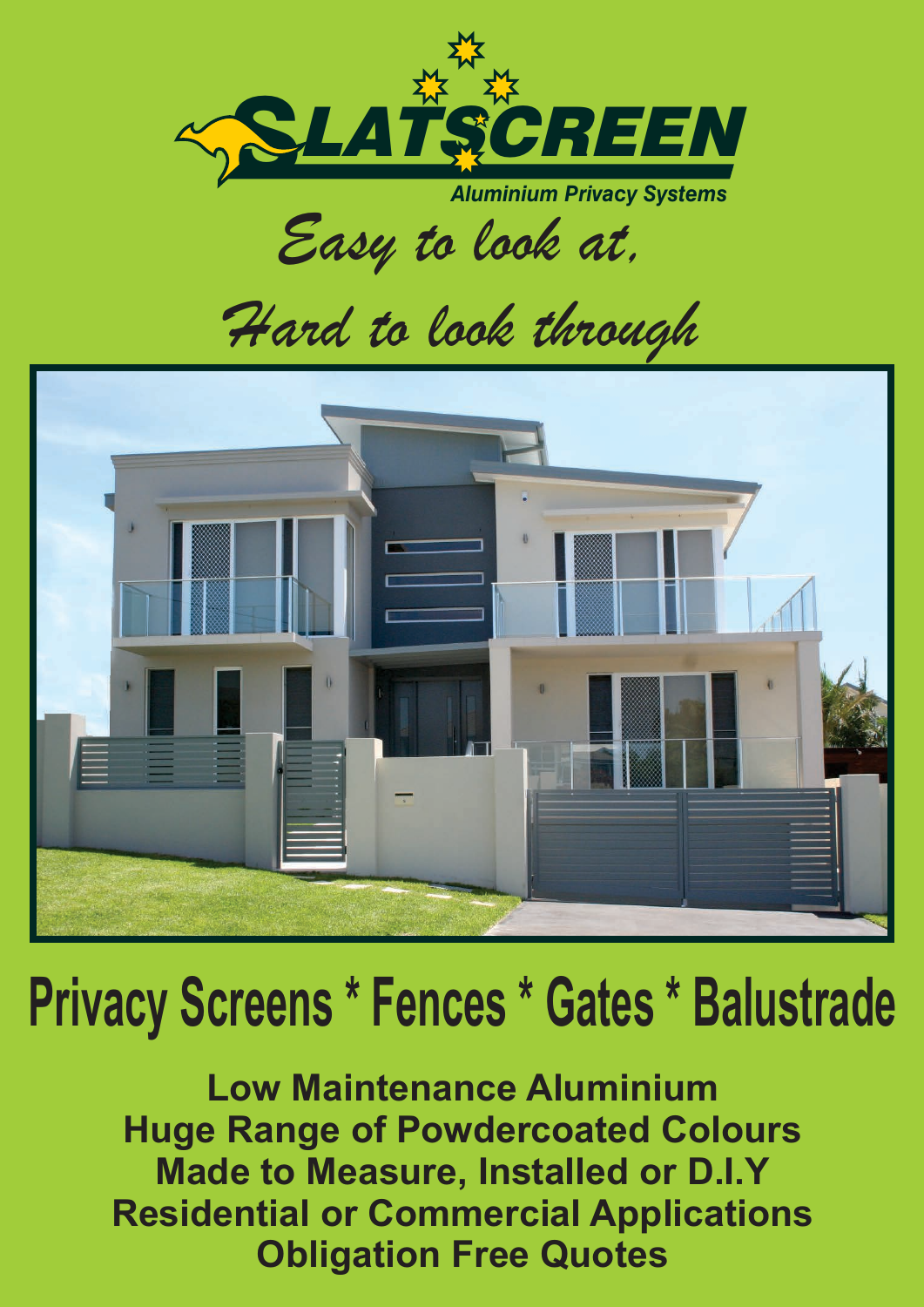# SLATSCREEN

Aluminium Privacy Systems

*Easy to look at,*

*Hard to look through*

## Privacy Screens * Fences * Gates * Balustrade

**Low Maintenance Aluminium**
**Huge Range of Powdercoated Colours**
**Made to Measure, Installed or D.I.Y**
**Residential or Commercial Applications**
**Obligation Free Quotes**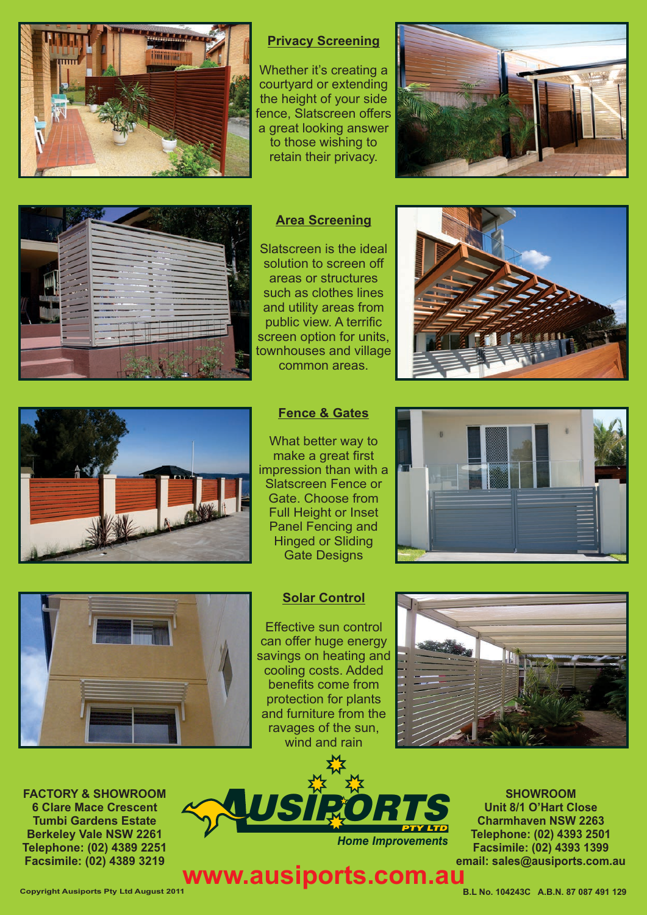## Privacy Screening

Whether it's creating a courtyard or extending the height of your side fence, Slatscreen offers a great looking answer to those wishing to retain their privacy.

## Area Screening

Slatscreen is the ideal solution to screen off areas or structures such as clothes lines and utility areas from public view. A terrific screen option for units, townhouses and village common areas.

## Fence & Gates

What better way to make a great first impression than with a Slatscreen Fence or Gate. Choose from Full Height or Inset Panel Fencing and Hinged or Sliding Gate Designs

## Solar Control

Effective sun control can offer huge energy savings on heating and cooling costs. Added benefits come from protection for plants and furniture from the ravages of the sun, wind and rain

**FACTORY & SHOWROOM**
**6 Clare Mace Crescent**
**Tumbi Gardens Estate**
**Berkeley Vale NSW 2261**
**Telephone: (02) 4389 2251**
**Facsimile: (02) 4389 3219**

**AUSIPORTS PTY LTD**
*Home Improvements*

**SHOWROOM**
**Unit 8/1 O'Hart Close**
**Charmhaven NSW 2263**
**Telephone: (02) 4393 2501**
**Facsimile: (02) 4393 1399**
**email: sales@ausiports.com.au**

**www.ausiports.com.au**

Copyright Ausiports Pty Ltd August 2011

B.L No. 104243C A.B.N. 87 087 491 129